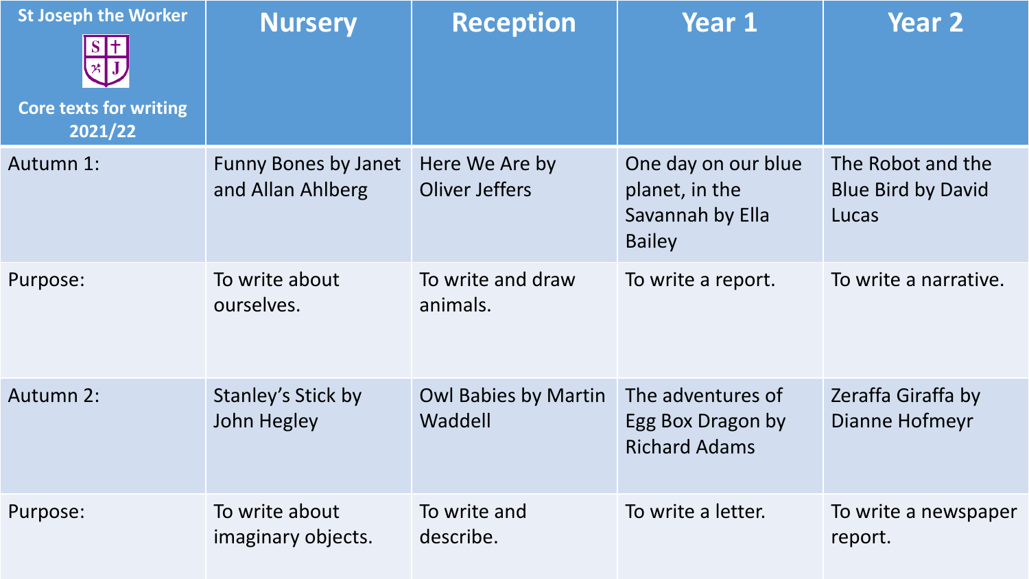| St Joseph the Worker<br><br>Core texts for writing 2021/22 | Nursery | Reception | Year 1 | Year 2 |
| --- | --- | --- | --- | --- |
| Autumn 1: | Funny Bones by Janet and Allan Ahlberg | Here We Are by Oliver Jeffers | One day on our blue planet, in the Savannah by Ella Bailey | The Robot and the Blue Bird by David Lucas |
| Purpose: | To write about ourselves. | To write and draw animals. | To write a report. | To write a narrative. |
| Autumn 2: | Stanley's Stick by John Hegley | Owl Babies by Martin Waddell | The adventures of Egg Box Dragon by Richard Adams | Zeraffa Giraffa by Dianne Hofmeyr |
| Purpose: | To write about imaginary objects. | To write and describe. | To write a letter. | To write a newspaper report. |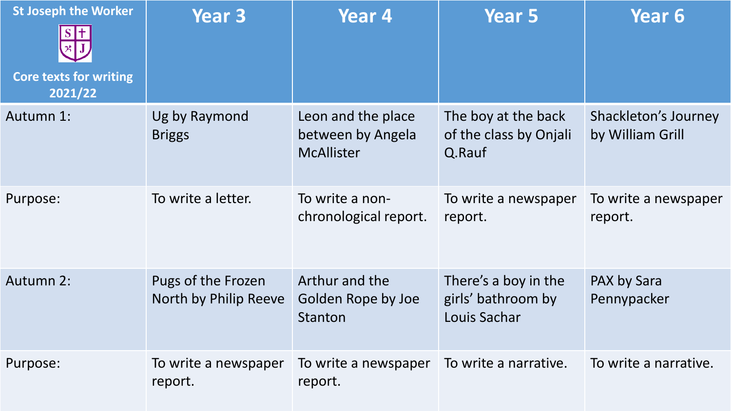| St Joseph the Worker<br>Core texts for writing 2021/22 | Year 3 | Year 4 | Year 5 | Year 6 |
| --- | --- | --- | --- | --- |
| Autumn 1: | Ug by Raymond Briggs | Leon and the place between by Angela McAllister | The boy at the back of the class by Onjali Q.Rauf | Shackleton's Journey by William Grill |
| Purpose: | To write a letter. | To write a non-chronological report. | To write a newspaper report. | To write a newspaper report. |
| Autumn 2: | Pugs of the Frozen North by Philip Reeve | Arthur and the Golden Rope by Joe Stanton | There's a boy in the girls' bathroom by Louis Sachar | PAX by Sara Pennypacker |
| Purpose: | To write a newspaper report. | To write a newspaper report. | To write a narrative. | To write a narrative. |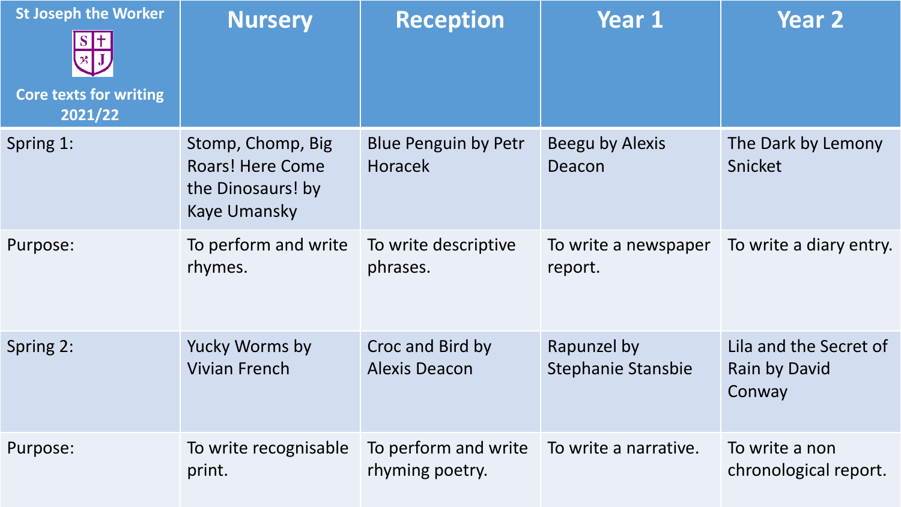| St Joseph the Worker Core texts for writing 2021/22 | Nursery | Reception | Year 1 | Year 2 |
|---|---|---|---|---|
| Spring 1: | Stomp, Chomp, Big Roars! Here Come the Dinosaurs! by Kaye Umansky | Blue Penguin by Petr Horacek | Beegu by Alexis Deacon | The Dark by Lemony Snicket |
| Purpose: | To perform and write rhymes. | To write descriptive phrases. | To write a newspaper report. | To write a diary entry. |
| Spring 2: | Yucky Worms by Vivian French | Croc and Bird by Alexis Deacon | Rapunzel by Stephanie Stansbie | Lila and the Secret of Rain by David Conway |
| Purpose: | To write recognisable print. | To perform and write rhyming poetry. | To write a narrative. | To write a non chronological report. |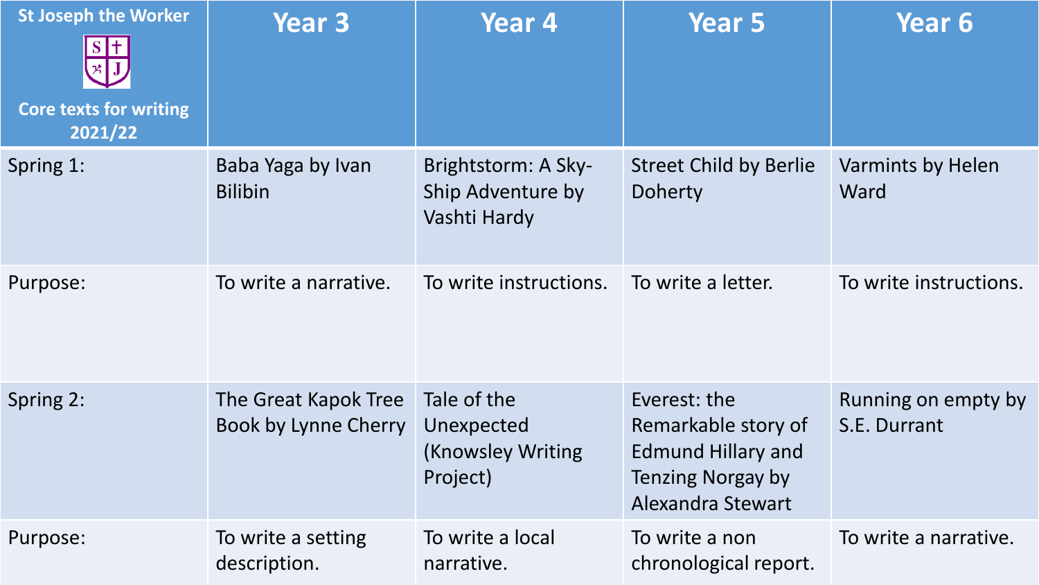| St Joseph the Worker<br>Core texts for writing 2021/22 | Year 3 | Year 4 | Year 5 | Year 6 |
| --- | --- | --- | --- | --- |
| Spring 1: | Baba Yaga by Ivan Bilibin | Brightstorm: A Sky-Ship Adventure by Vashti Hardy | Street Child by Berlie Doherty | Varmints by Helen Ward |
| Purpose: | To write a narrative. | To write instructions. | To write a letter. | To write instructions. |
| Spring 2: | The Great Kapok Tree Book by Lynne Cherry | Tale of the Unexpected (Knowsley Writing Project) | Everest: the Remarkable story of Edmund Hillary and Tenzing Norgay by Alexandra Stewart | Running on empty by S.E. Durrant |
| Purpose: | To write a setting description. | To write a local narrative. | To write a non chronological report. | To write a narrative. |